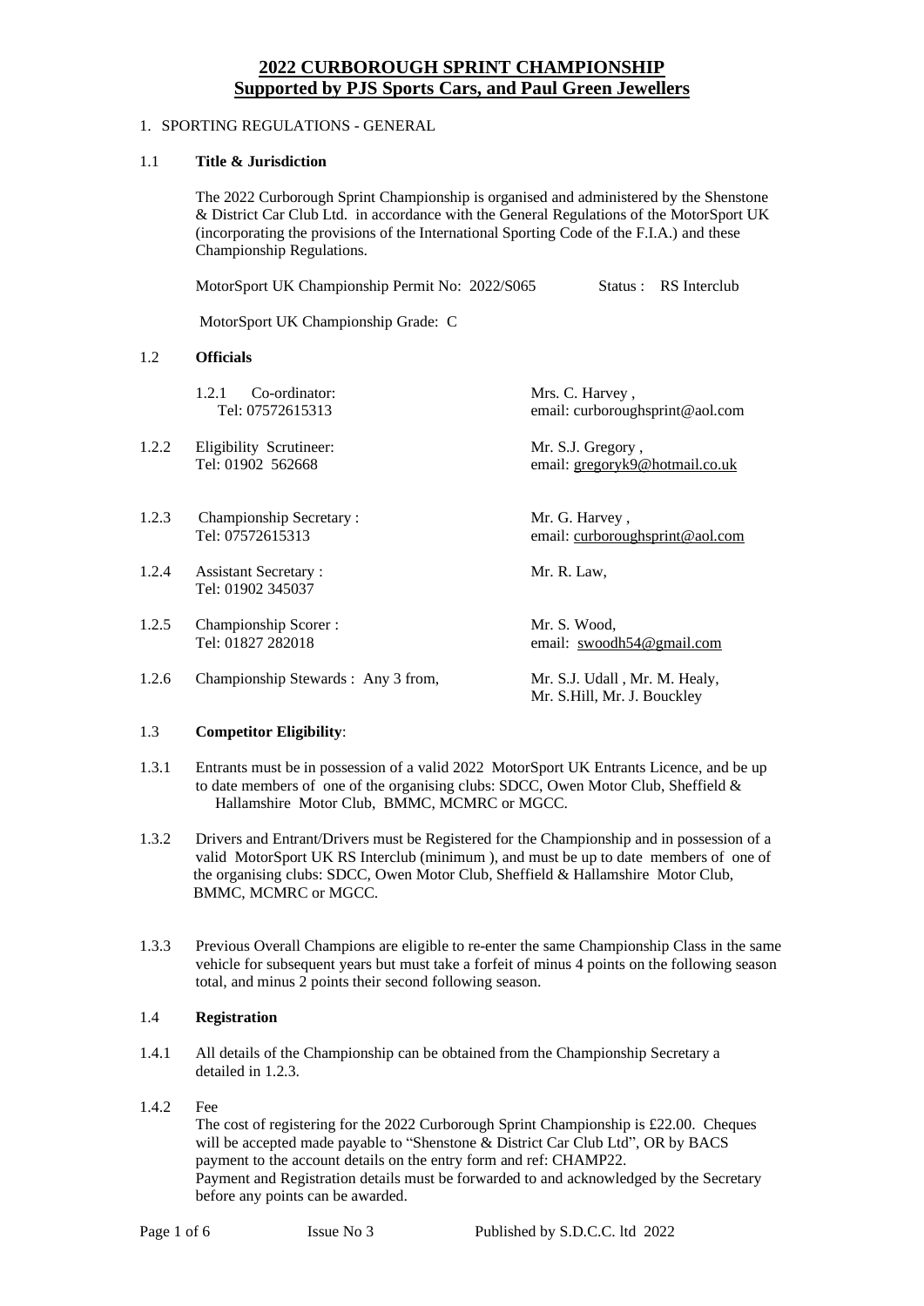# 2022 CURBOROUGH SPRINT CHAMPIONSHIP
## Supported by PJS Sports Cars, and Paul Green Jewellers

1. SPORTING REGULATIONS - GENERAL

### 1.1 Title & Jurisdiction

The 2022 Curborough Sprint Championship is organised and administered by the Shenstone & District Car Club Ltd. in accordance with the General Regulations of the MotorSport UK (incorporating the provisions of the International Sporting Code of the F.I.A.) and these Championship Regulations.

MotorSport UK Championship Permit No: 2022/S065 Status : RS Interclub

MotorSport UK Championship Grade: C

### 1.2 Officials

| | | |
|---|---|---|
| 1.2.1 | Co-ordinator: Tel: 07572615313 | Mrs. C. Harvey, email: curboroughsprint@aol.com |
| 1.2.2 | Eligibility Scrutineer: Tel: 01902 562668 | Mr. S.J. Gregory, email: gregoryk9@hotmail.co.uk |
| 1.2.3 | Championship Secretary : Tel: 07572615313 | Mr. G. Harvey, email: curboroughsprint@aol.com |
| 1.2.4 | Assistant Secretary : Tel: 01902 345037 | Mr. R. Law, |
| 1.2.5 | Championship Scorer : Tel: 01827 282018 | Mr. S. Wood, email: swoodh54@gmail.com |
| 1.2.6 | Championship Stewards : Any 3 from, | Mr. S.J. Udall , Mr. M. Healy, Mr. S.Hill, Mr. J. Bouckley |

### 1.3 Competitor Eligibility:

1.3.1 Entrants must be in possession of a valid 2022 MotorSport UK Entrants Licence, and be up to date members of one of the organising clubs: SDCC, Owen Motor Club, Sheffield & Hallamshire Motor Club, BMMC, MCMRC or MGCC.

1.3.2 Drivers and Entrant/Drivers must be Registered for the Championship and in possession of a valid MotorSport UK RS Interclub (minimum ), and must be up to date members of one of the organising clubs: SDCC, Owen Motor Club, Sheffield & Hallamshire Motor Club, BMMC, MCMRC or MGCC.

1.3.3 Previous Overall Champions are eligible to re-enter the same Championship Class in the same vehicle for subsequent years but must take a forfeit of minus 4 points on the following season total, and minus 2 points their second following season.

### 1.4 Registration

1.4.1 All details of the Championship can be obtained from the Championship Secretary a detailed in 1.2.3.

1.4.2 Fee

The cost of registering for the 2022 Curborough Sprint Championship is £22.00. Cheques will be accepted made payable to "Shenstone & District Car Club Ltd", OR by BACS payment to the account details on the entry form and ref: CHAMP22.

Payment and Registration details must be forwarded to and acknowledged by the Secretary before any points can be awarded.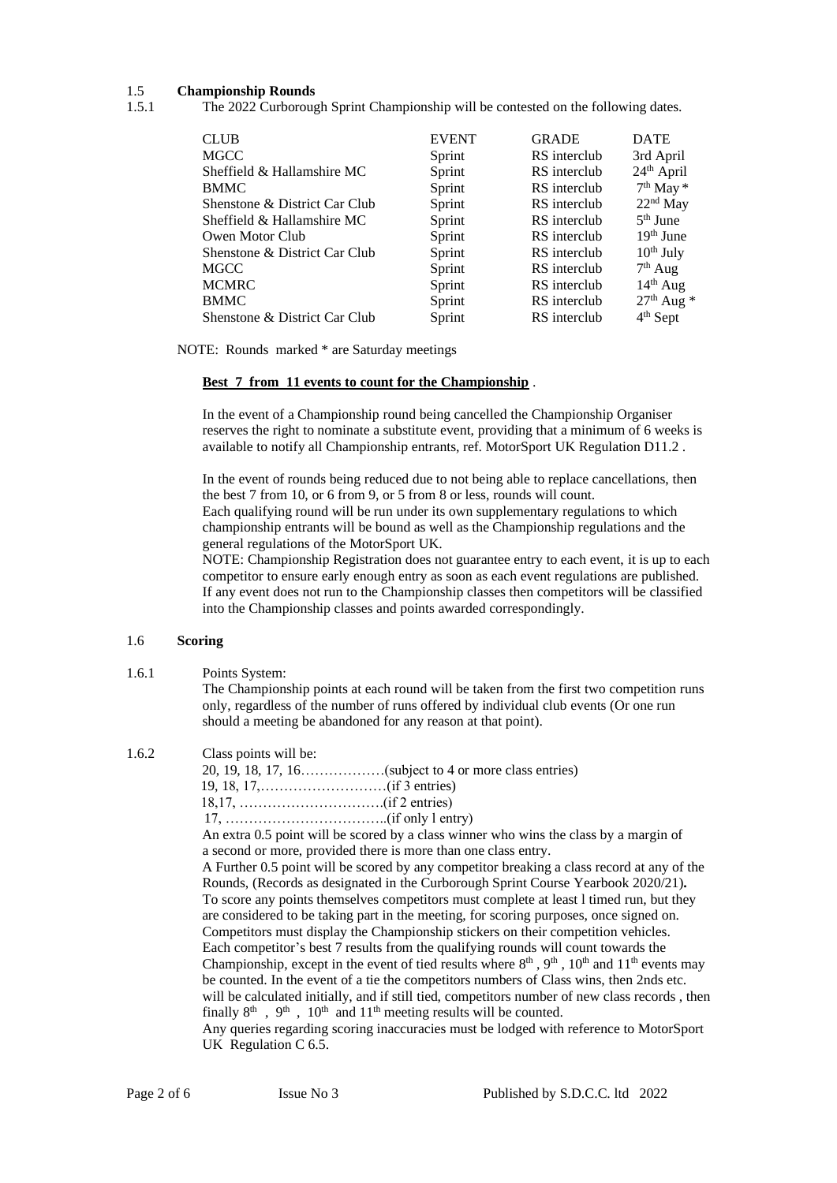## 1.5 **Championship Rounds**

1.5.1 The 2022 Curborough Sprint Championship will be contested on the following dates.

| CLUB | EVENT | GRADE | DATE |
|---|---|---|---|
| MGCC | Sprint | RS interclub | 3rd April |
| Sheffield & Hallamshire MC | Sprint | RS interclub | 24th April |
| BMMC | Sprint | RS interclub | 7th May * |
| Shenstone & District Car Club | Sprint | RS interclub | 22nd May |
| Sheffield & Hallamshire MC | Sprint | RS interclub | 5th June |
| Owen Motor Club | Sprint | RS interclub | 19th June |
| Shenstone & District Car Club | Sprint | RS interclub | 10th July |
| MGCC | Sprint | RS interclub | 7th Aug |
| MCMRC | Sprint | RS interclub | 14th Aug |
| BMMC | Sprint | RS interclub | 27th Aug * |
| Shenstone & District Car Club | Sprint | RS interclub | 4th Sept |

NOTE: Rounds marked * are Saturday meetings

**Best 7 from 11 events to count for the Championship** .

In the event of a Championship round being cancelled the Championship Organiser reserves the right to nominate a substitute event, providing that a minimum of 6 weeks is available to notify all Championship entrants, ref. MotorSport UK Regulation D11.2 .

In the event of rounds being reduced due to not being able to replace cancellations, then the best 7 from 10, or 6 from 9, or 5 from 8 or less, rounds will count.
Each qualifying round will be run under its own supplementary regulations to which championship entrants will be bound as well as the Championship regulations and the general regulations of the MotorSport UK.
NOTE: Championship Registration does not guarantee entry to each event, it is up to each competitor to ensure early enough entry as soon as each event regulations are published. If any event does not run to the Championship classes then competitors will be classified into the Championship classes and points awarded correspondingly.

## 1.6 **Scoring**

1.6.1 Points System:
The Championship points at each round will be taken from the first two competition runs only, regardless of the number of runs offered by individual club events (Or one run should a meeting be abandoned for any reason at that point).

1.6.2 Class points will be:
20, 19, 18, 17, 16………………(subject to 4 or more class entries)
19, 18, 17,………………………(if 3 entries)
18,17, ………………………….(if 2 entries)
17, ……………………………..(if only l entry)
An extra 0.5 point will be scored by a class winner who wins the class by a margin of a second or more, provided there is more than one class entry.
A Further 0.5 point will be scored by any competitor breaking a class record at any of the Rounds, (Records as designated in the Curborough Sprint Course Yearbook 2020/21)**.**
To score any points themselves competitors must complete at least l timed run, but they are considered to be taking part in the meeting, for scoring purposes, once signed on.
Competitors must display the Championship stickers on their competition vehicles.
Each competitor's best 7 results from the qualifying rounds will count towards the Championship, except in the event of tied results where 8th , 9th , 10th and 11th events may be counted. In the event of a tie the competitors numbers of Class wins, then 2nds etc. will be calculated initially, and if still tied, competitors number of new class records , then finally 8th , 9th , 10th and 11th meeting results will be counted.
Any queries regarding scoring inaccuracies must be lodged with reference to MotorSport UK Regulation C 6.5.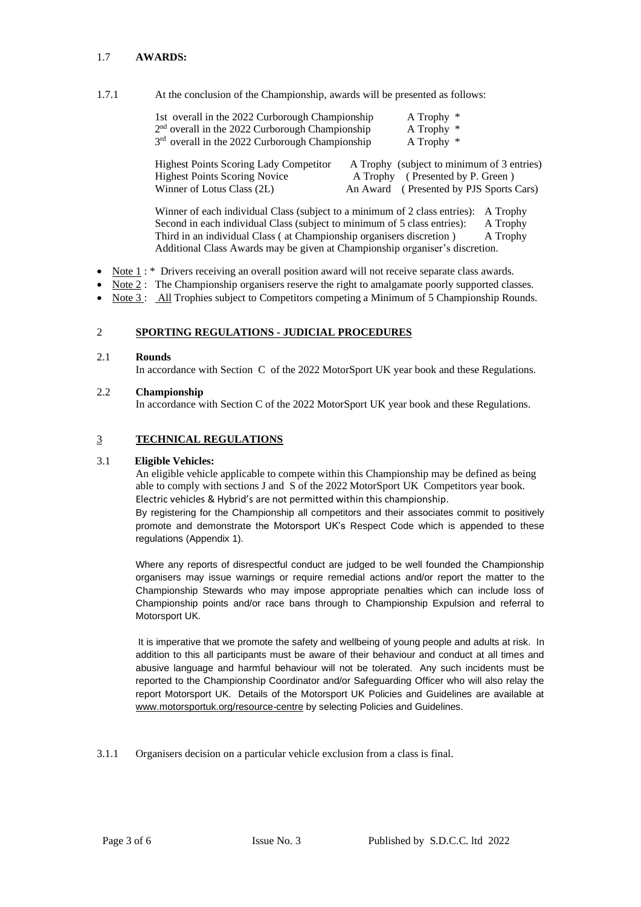## 1.7 **AWARDS:**

1.7.1 At the conclusion of the Championship, awards will be presented as follows:

| | |
|---|---|
| 1st overall in the 2022 Curborough Championship | A Trophy * |
| 2nd overall in the 2022 Curborough Championship | A Trophy * |
| 3rd overall in the 2022 Curborough Championship | A Trophy * |
| Highest Points Scoring Lady Competitor | A Trophy (subject to minimum of 3 entries) |
| Highest Points Scoring Novice | A Trophy ( Presented by P. Green ) |
| Winner of Lotus Class (2L) | An Award ( Presented by PJS Sports Cars) |

| | |
|---|---|
| Winner of each individual Class (subject to a minimum of 2 class entries): | A Trophy |
| Second in each individual Class (subject to minimum of 5 class entries): | A Trophy |
| Third in an individual Class ( at Championship organisers discretion ) | A Trophy |

Additional Class Awards may be given at Championship organiser's discretion.

- Note 1 : * Drivers receiving an overall position award will not receive separate class awards.
- Note 2 : The Championship organisers reserve the right to amalgamate poorly supported classes.
- Note 3 : All Trophies subject to Competitors competing a Minimum of 5 Championship Rounds.

## 2 **SPORTING REGULATIONS - JUDICIAL PROCEDURES**

### 2.1 **Rounds**

In accordance with Section C of the 2022 MotorSport UK year book and these Regulations.

### 2.2 **Championship**

In accordance with Section C of the 2022 MotorSport UK year book and these Regulations.

## 3 **TECHNICAL REGULATIONS**

### 3.1 **Eligible Vehicles:**

An eligible vehicle applicable to compete within this Championship may be defined as being able to comply with sections J and S of the 2022 MotorSport UK Competitors year book. Electric vehicles & Hybrid's are not permitted within this championship.

By registering for the Championship all competitors and their associates commit to positively promote and demonstrate the Motorsport UK's Respect Code which is appended to these regulations (Appendix 1).

Where any reports of disrespectful conduct are judged to be well founded the Championship organisers may issue warnings or require remedial actions and/or report the matter to the Championship Stewards who may impose appropriate penalties which can include loss of Championship points and/or race bans through to Championship Expulsion and referral to Motorsport UK.

It is imperative that we promote the safety and wellbeing of young people and adults at risk. In addition to this all participants must be aware of their behaviour and conduct at all times and abusive language and harmful behaviour will not be tolerated. Any such incidents must be reported to the Championship Coordinator and/or Safeguarding Officer who will also relay the report Motorsport UK. Details of the Motorsport UK Policies and Guidelines are available at www.motorsportuk.org/resource-centre by selecting Policies and Guidelines.

3.1.1 Organisers decision on a particular vehicle exclusion from a class is final.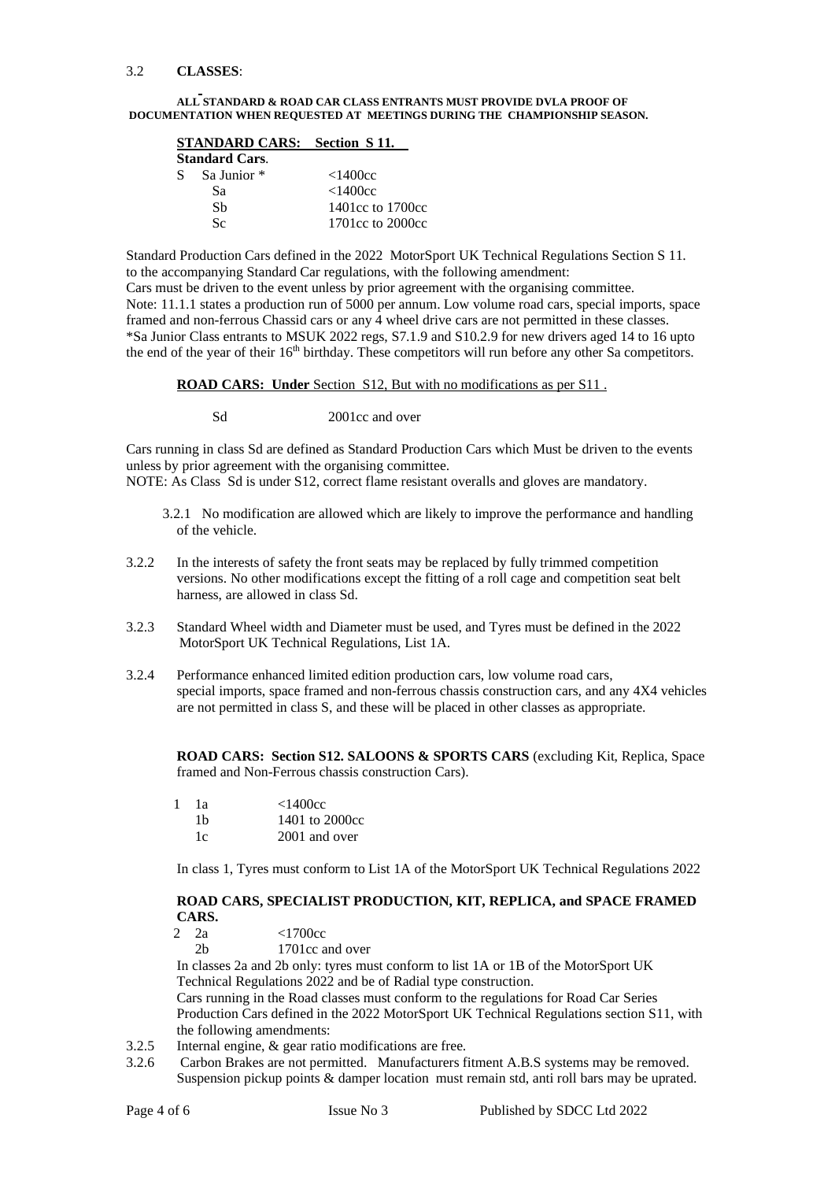3.2 **CLASSES**:

**ALL STANDARD & ROAD CAR CLASS ENTRANTS MUST PROVIDE DVLA PROOF OF DOCUMENTATION WHEN REQUESTED AT MEETINGS DURING THE CHAMPIONSHIP SEASON.**

**STANDARD CARS: Section S 11.**

**Standard Cars**.

| | | |
|---|---|---|
| S | Sa Junior * | <1400cc |
| | Sa | <1400cc |
| | Sb | 1401cc to 1700cc |
| | Sc | 1701cc to 2000cc |

Standard Production Cars defined in the 2022 MotorSport UK Technical Regulations Section S 11. to the accompanying Standard Car regulations, with the following amendment:
Cars must be driven to the event unless by prior agreement with the organising committee.
Note: 11.1.1 states a production run of 5000 per annum. Low volume road cars, special imports, space framed and non-ferrous Chassid cars or any 4 wheel drive cars are not permitted in these classes.
*Sa Junior Class entrants to MSUK 2022 regs, S7.1.9 and S10.2.9 for new drivers aged 14 to 16 upto the end of the year of their 16th birthday. These competitors will run before any other Sa competitors.

**ROAD CARS: Under** Section S12, But with no modifications as per S11 .

| | |
|---|---|
| Sd | 2001cc and over |

Cars running in class Sd are defined as Standard Production Cars which Must be driven to the events unless by prior agreement with the organising committee.
NOTE: As Class Sd is under S12, correct flame resistant overalls and gloves are mandatory.

3.2.1 No modification are allowed which are likely to improve the performance and handling of the vehicle.

3.2.2 In the interests of safety the front seats may be replaced by fully trimmed competition versions. No other modifications except the fitting of a roll cage and competition seat belt harness, are allowed in class Sd.

3.2.3 Standard Wheel width and Diameter must be used, and Tyres must be defined in the 2022 MotorSport UK Technical Regulations, List 1A.

3.2.4 Performance enhanced limited edition production cars, low volume road cars, special imports, space framed and non-ferrous chassis construction cars, and any 4X4 vehicles are not permitted in class S, and these will be placed in other classes as appropriate.

**ROAD CARS: Section S12. SALOONS & SPORTS CARS** (excluding Kit, Replica, Space framed and Non-Ferrous chassis construction Cars).

| | | |
|---|---|---|
| 1 | 1a | <1400cc |
| | 1b | 1401 to 2000cc |
| | 1c | 2001 and over |

In class 1, Tyres must conform to List 1A of the MotorSport UK Technical Regulations 2022

**ROAD CARS, SPECIALIST PRODUCTION, KIT, REPLICA, and SPACE FRAMED CARS.**

| | | |
|---|---|---|
| 2 | 2a | <1700cc |
| | 2b | 1701cc and over |

In classes 2a and 2b only: tyres must conform to list 1A or 1B of the MotorSport UK Technical Regulations 2022 and be of Radial type construction.
Cars running in the Road classes must conform to the regulations for Road Car Series Production Cars defined in the 2022 MotorSport UK Technical Regulations section S11, with the following amendments:

3.2.5 Internal engine, & gear ratio modifications are free.

3.2.6 Carbon Brakes are not permitted. Manufacturers fitment A.B.S systems may be removed. Suspension pickup points & damper location must remain std, anti roll bars may be uprated.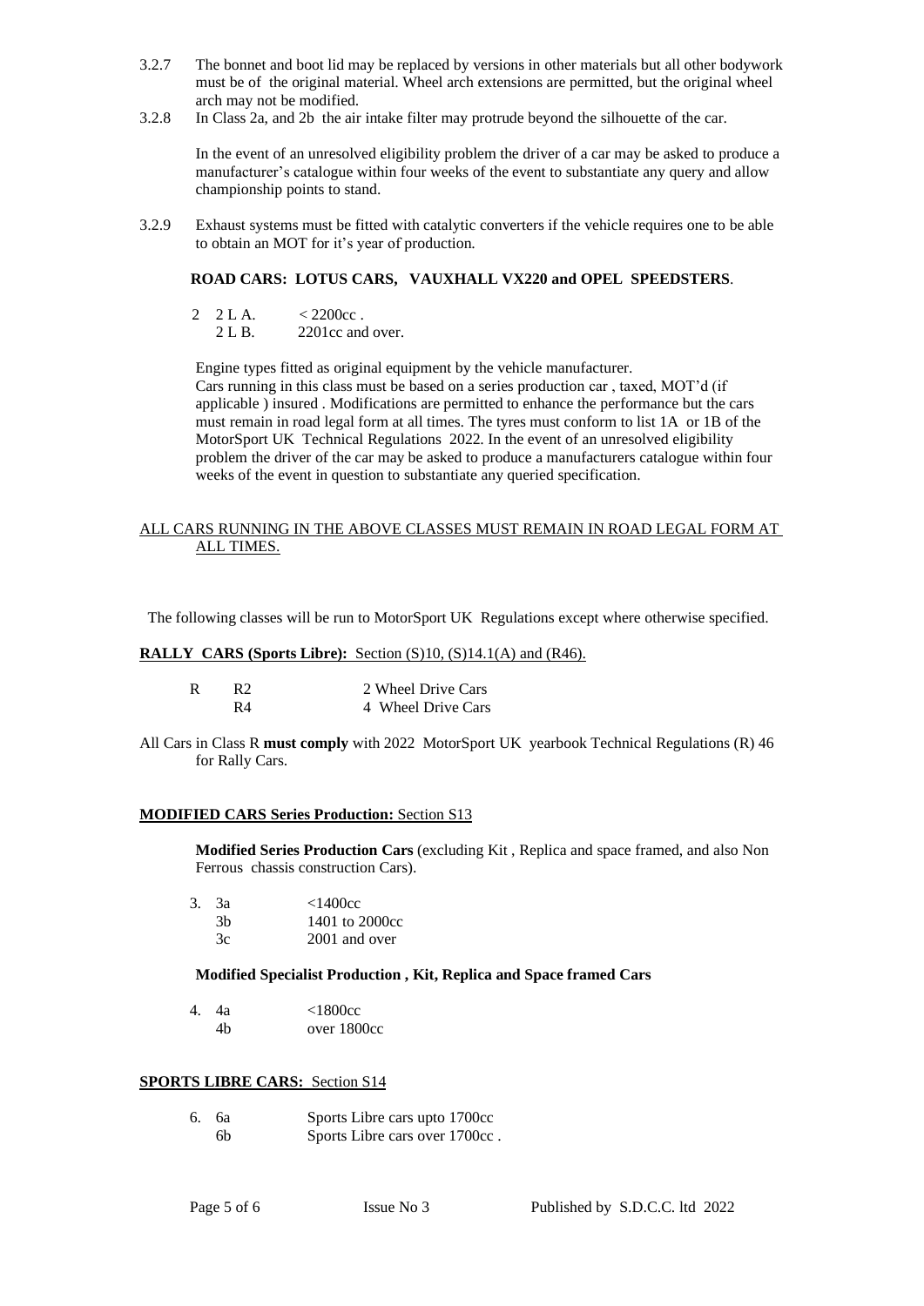3.2.7 The bonnet and boot lid may be replaced by versions in other materials but all other bodywork must be of the original material. Wheel arch extensions are permitted, but the original wheel arch may not be modified.

3.2.8 In Class 2a, and 2b the air intake filter may protrude beyond the silhouette of the car.

In the event of an unresolved eligibility problem the driver of a car may be asked to produce a manufacturer's catalogue within four weeks of the event to substantiate any query and allow championship points to stand.

3.2.9 Exhaust systems must be fitted with catalytic converters if the vehicle requires one to be able to obtain an MOT for it's year of production.

**ROAD CARS: LOTUS CARS, VAUXHALL VX220 and OPEL SPEEDSTERS**.

| | | |
|---|---|---|
| 2 | 2 L A. | < 2200cc . |
| | 2 L B. | 2201cc and over. |

Engine types fitted as original equipment by the vehicle manufacturer.
Cars running in this class must be based on a series production car , taxed, MOT'd (if applicable ) insured . Modifications are permitted to enhance the performance but the cars must remain in road legal form at all times. The tyres must conform to list 1A or 1B of the MotorSport UK Technical Regulations 2022. In the event of an unresolved eligibility problem the driver of the car may be asked to produce a manufacturers catalogue within four weeks of the event in question to substantiate any queried specification.

<u>ALL CARS RUNNING IN THE ABOVE CLASSES MUST REMAIN IN ROAD LEGAL FORM AT ALL TIMES.</u>

The following classes will be run to MotorSport UK Regulations except where otherwise specified.

**<u>RALLY CARS (Sports Libre):</u>** <u>Section (S)10, (S)14.1(A) and (R46).</u>

| | | |
|---|---|---|
| R | R2 | 2 Wheel Drive Cars |
| | R4 | 4 Wheel Drive Cars |

All Cars in Class R **must comply** with 2022 MotorSport UK yearbook Technical Regulations (R) 46 for Rally Cars.

**<u>MODIFIED CARS Series Production:</u>** <u>Section S13</u>

**Modified Series Production Cars** (excluding Kit , Replica and space framed, and also Non Ferrous chassis construction Cars).

| | | |
|---|---|---|
| 3. | 3a | <1400cc |
| | 3b | 1401 to 2000cc |
| | 3c | 2001 and over |

**Modified Specialist Production , Kit, Replica and Space framed Cars**

| | | |
|---|---|---|
| 4. | 4a | <1800cc |
| | 4b | over 1800cc |

**<u>SPORTS LIBRE CARS:</u>** <u>Section S14</u>

| | | |
|---|---|---|
| 6. | 6a | Sports Libre cars upto 1700cc |
| | 6b | Sports Libre cars over 1700cc . |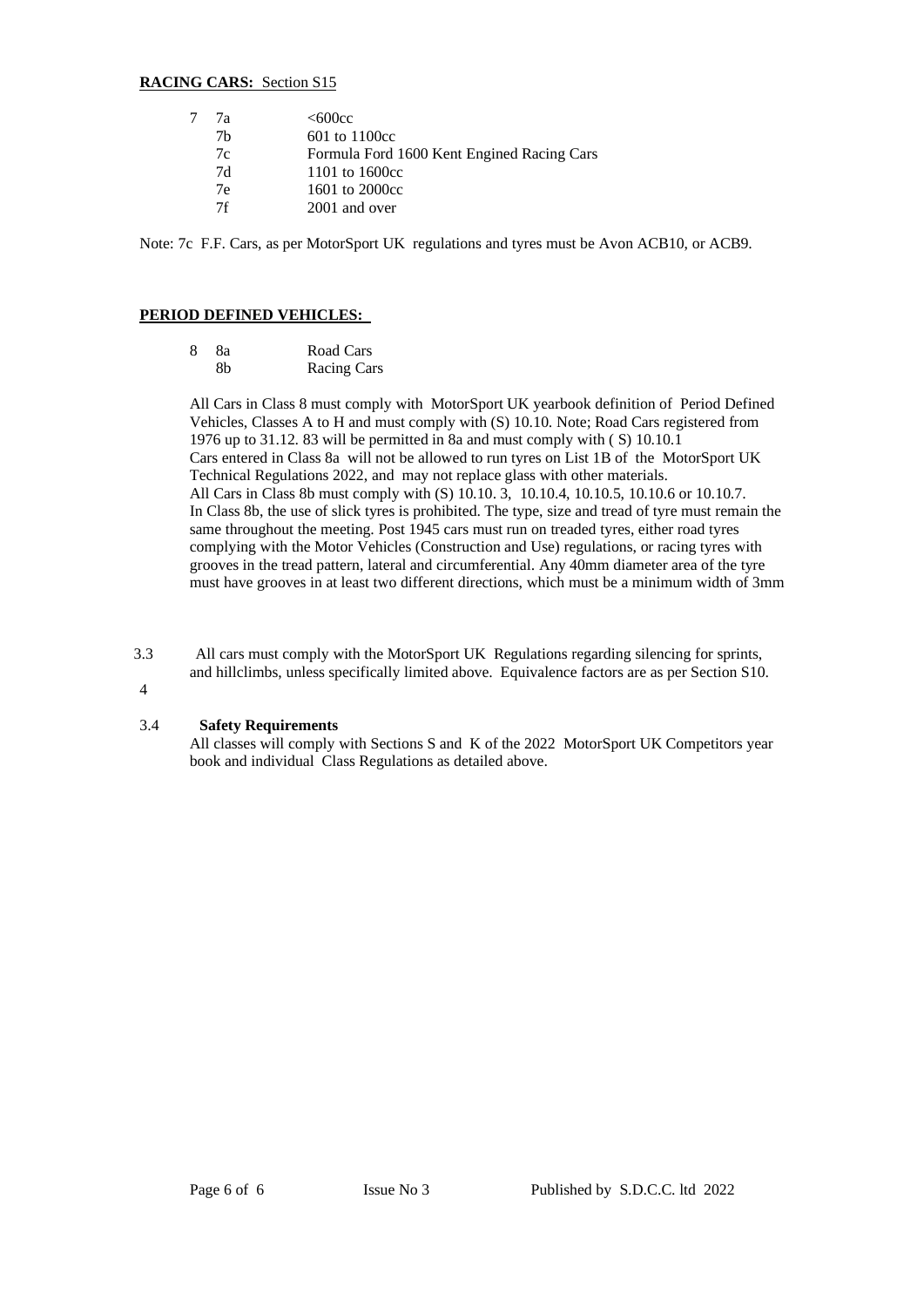**RACING CARS:** Section S15

| | | |
|---|---|---|
| 7 | 7a | <600cc |
| | 7b | 601 to 1100cc |
| | 7c | Formula Ford 1600 Kent Engined Racing Cars |
| | 7d | 1101 to 1600cc |
| | 7e | 1601 to 2000cc |
| | 7f | 2001 and over |

Note: 7c F.F. Cars, as per MotorSport UK regulations and tyres must be Avon ACB10, or ACB9.

**PERIOD DEFINED VEHICLES:**

| | | |
|---|---|---|
| 8 | 8a | Road Cars |
| | 8b | Racing Cars |

All Cars in Class 8 must comply with MotorSport UK yearbook definition of Period Defined Vehicles, Classes A to H and must comply with (S) 10.10. Note; Road Cars registered from 1976 up to 31.12. 83 will be permitted in 8a and must comply with ( S) 10.10.1
Cars entered in Class 8a will not be allowed to run tyres on List 1B of the MotorSport UK Technical Regulations 2022, and may not replace glass with other materials.
All Cars in Class 8b must comply with (S) 10.10. 3, 10.10.4, 10.10.5, 10.10.6 or 10.10.7.
In Class 8b, the use of slick tyres is prohibited. The type, size and tread of tyre must remain the same throughout the meeting. Post 1945 cars must run on treaded tyres, either road tyres complying with the Motor Vehicles (Construction and Use) regulations, or racing tyres with grooves in the tread pattern, lateral and circumferential. Any 40mm diameter area of the tyre must have grooves in at least two different directions, which must be a minimum width of 3mm

3.3 All cars must comply with the MotorSport UK Regulations regarding silencing for sprints, and hillclimbs, unless specifically limited above. Equivalence factors are as per Section S10.

4

3.4 **Safety Requirements**

All classes will comply with Sections S and K of the 2022 MotorSport UK Competitors year book and individual Class Regulations as detailed above.